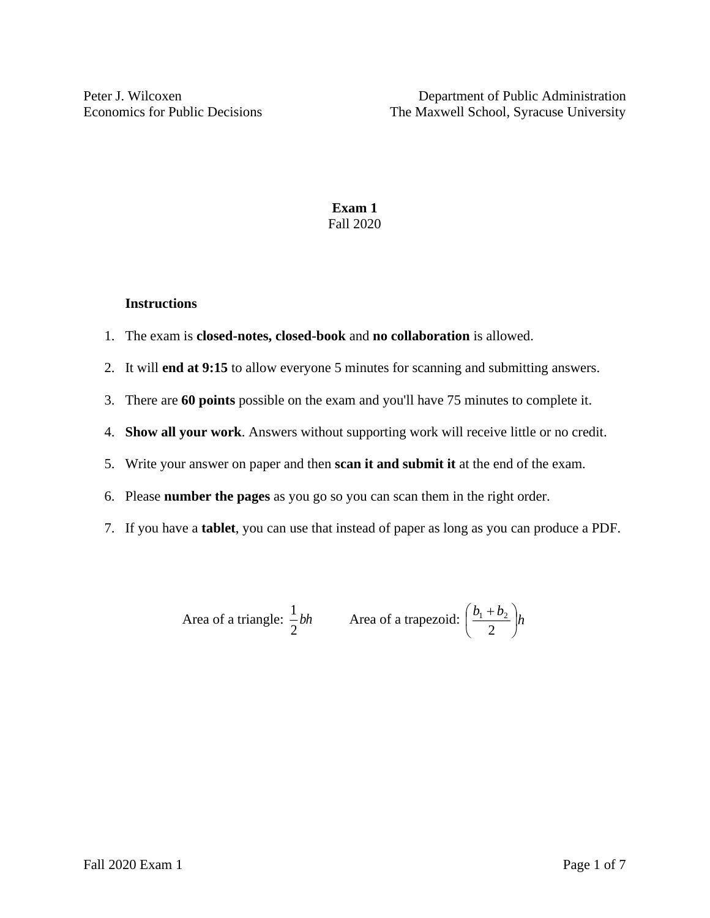Peter J. Wilcoxen
Economics for Public Decisions

Department of Public Administration
The Maxwell School, Syracuse University

# Exam 1
Fall 2020

**Instructions**

1. The exam is **closed-notes, closed-book** and **no collaboration** is allowed.
2. It will **end at 9:15** to allow everyone 5 minutes for scanning and submitting answers.
3. There are **60 points** possible on the exam and you'll have 75 minutes to complete it.
4. **Show all your work**. Answers without supporting work will receive little or no credit.
5. Write your answer on paper and then **scan it and submit it** at the end of the exam.
6. Please **number the pages** as you go so you can scan them in the right order.
7. If you have a **tablet**, you can use that instead of paper as long as you can produce a PDF.

Area of a triangle: $\frac{1}{2}bh$  Area of a trapezoid: $\left(\frac{b_1 + b_2}{2}\right)h$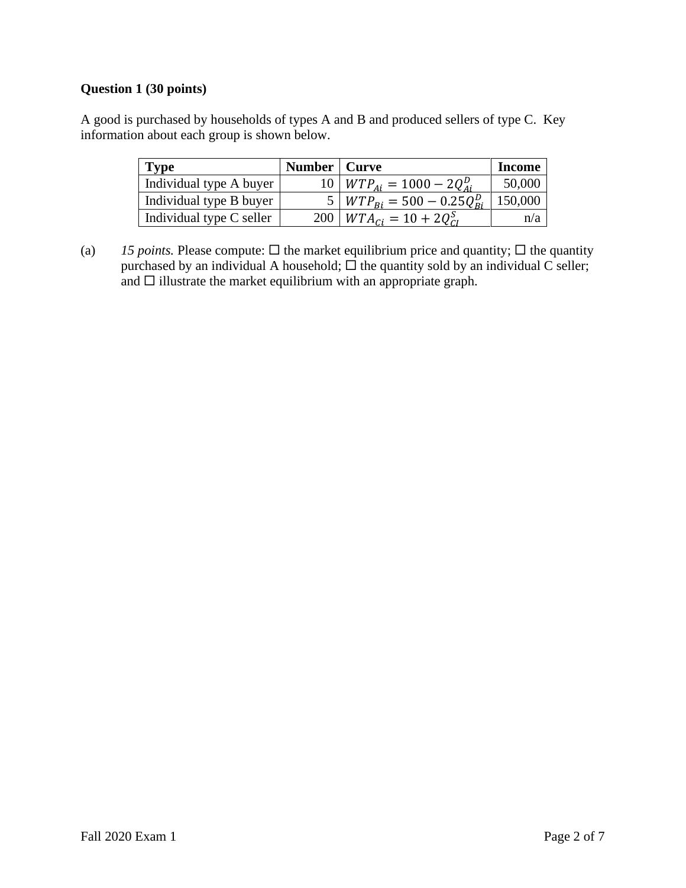**Question 1 (30 points)**

A good is purchased by households of types A and B and produced sellers of type C. Key information about each group is shown below.

| Type | Number | Curve | Income |
|---|---|---|---|
| Individual type A buyer | 10 | $WTP_{Ai} = 1000 - 2Q_{Ai}^{D}$ | 50,000 |
| Individual type B buyer | 5 | $WTP_{Bi} = 500 - 0.25Q_{Bi}^{D}$ | 150,000 |
| Individual type C seller | 200 | $WTA_{Ci} = 10 + 2Q_{CI}^{S}$ | n/a |

(a) *15 points.* Please compute: ☐ the market equilibrium price and quantity; ☐ the quantity purchased by an individual A household; ☐ the quantity sold by an individual C seller; and ☐ illustrate the market equilibrium with an appropriate graph.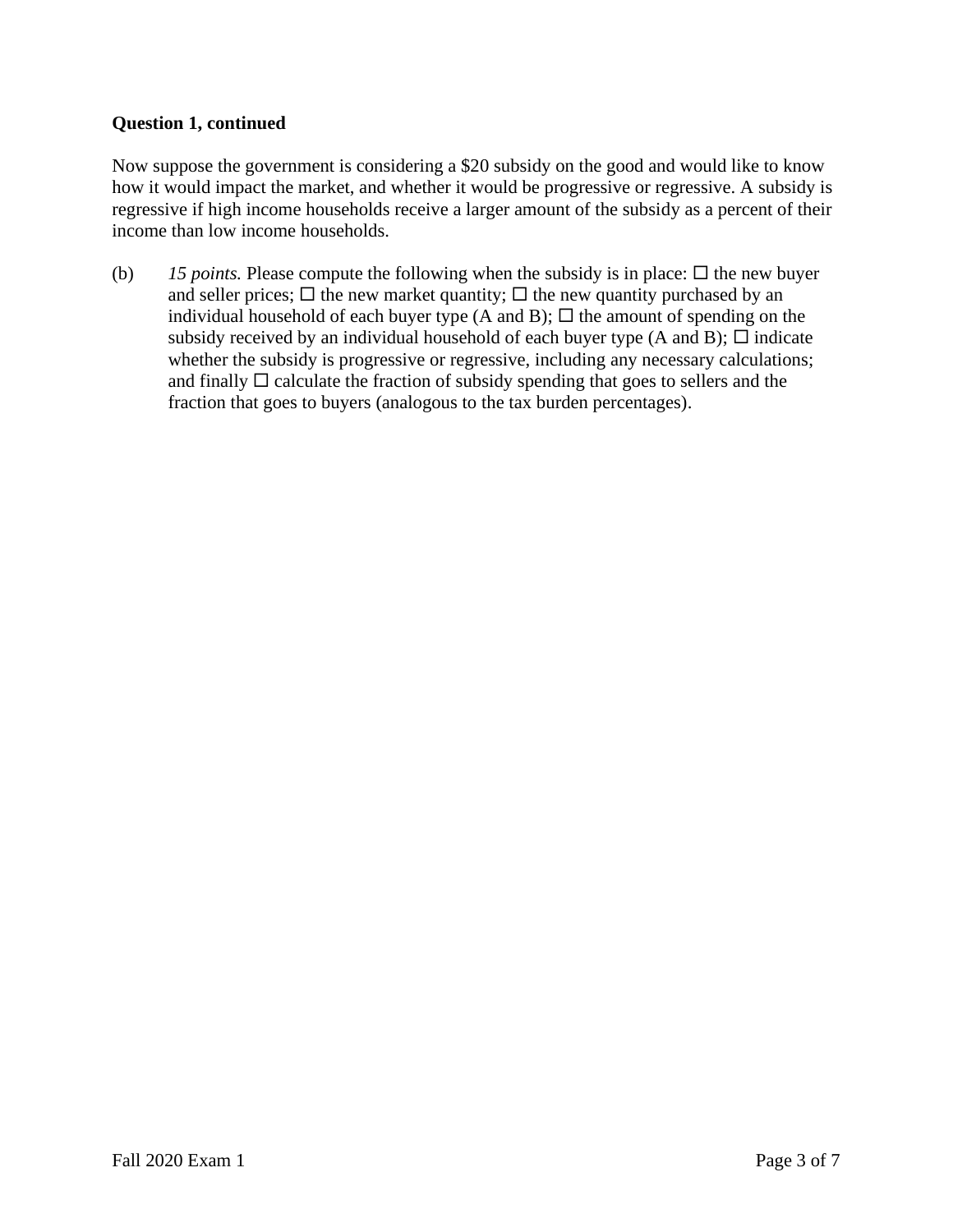**Question 1, continued**

Now suppose the government is considering a $20 subsidy on the good and would like to know how it would impact the market, and whether it would be progressive or regressive. A subsidy is regressive if high income households receive a larger amount of the subsidy as a percent of their income than low income households.

(b) *15 points.* Please compute the following when the subsidy is in place: ☐ the new buyer and seller prices; ☐ the new market quantity; ☐ the new quantity purchased by an individual household of each buyer type (A and B); ☐ the amount of spending on the subsidy received by an individual household of each buyer type (A and B); ☐ indicate whether the subsidy is progressive or regressive, including any necessary calculations; and finally ☐ calculate the fraction of subsidy spending that goes to sellers and the fraction that goes to buyers (analogous to the tax burden percentages).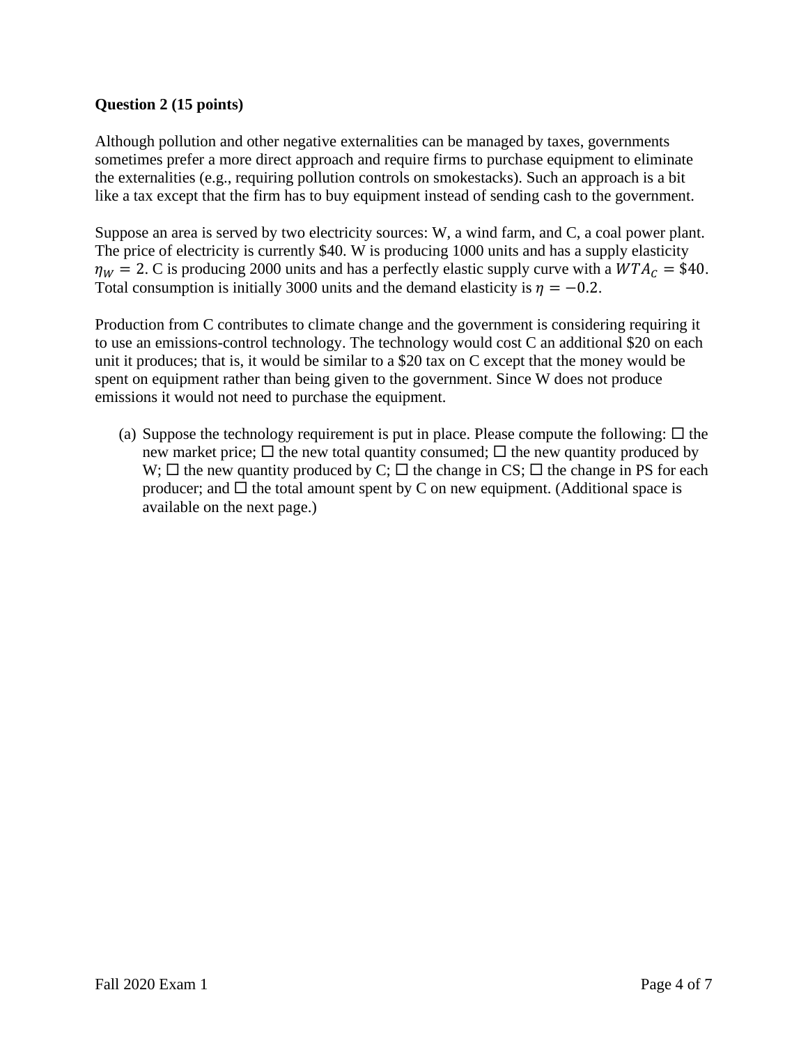**Question 2 (15 points)**

Although pollution and other negative externalities can be managed by taxes, governments sometimes prefer a more direct approach and require firms to purchase equipment to eliminate the externalities (e.g., requiring pollution controls on smokestacks). Such an approach is a bit like a tax except that the firm has to buy equipment instead of sending cash to the government.

Suppose an area is served by two electricity sources: W, a wind farm, and C, a coal power plant. The price of electricity is currently \$40. W is producing 1000 units and has a supply elasticity $\eta_W = 2$. C is producing 2000 units and has a perfectly elastic supply curve with a $WTA_C = \$40$. Total consumption is initially 3000 units and the demand elasticity is $\eta = -0.2$.

Production from C contributes to climate change and the government is considering requiring it to use an emissions-control technology. The technology would cost C an additional \$20 on each unit it produces; that is, it would be similar to a \$20 tax on C except that the money would be spent on equipment rather than being given to the government. Since W does not produce emissions it would not need to purchase the equipment.

(a) Suppose the technology requirement is put in place. Please compute the following: ☐ the new market price; ☐ the new total quantity consumed; ☐ the new quantity produced by W; ☐ the new quantity produced by C; ☐ the change in CS; ☐ the change in PS for each producer; and ☐ the total amount spent by C on new equipment. (Additional space is available on the next page.)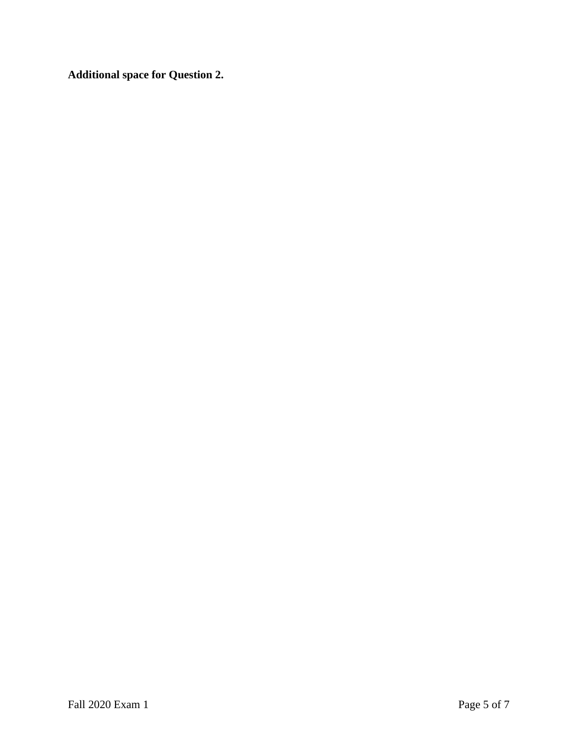**Additional space for Question 2.**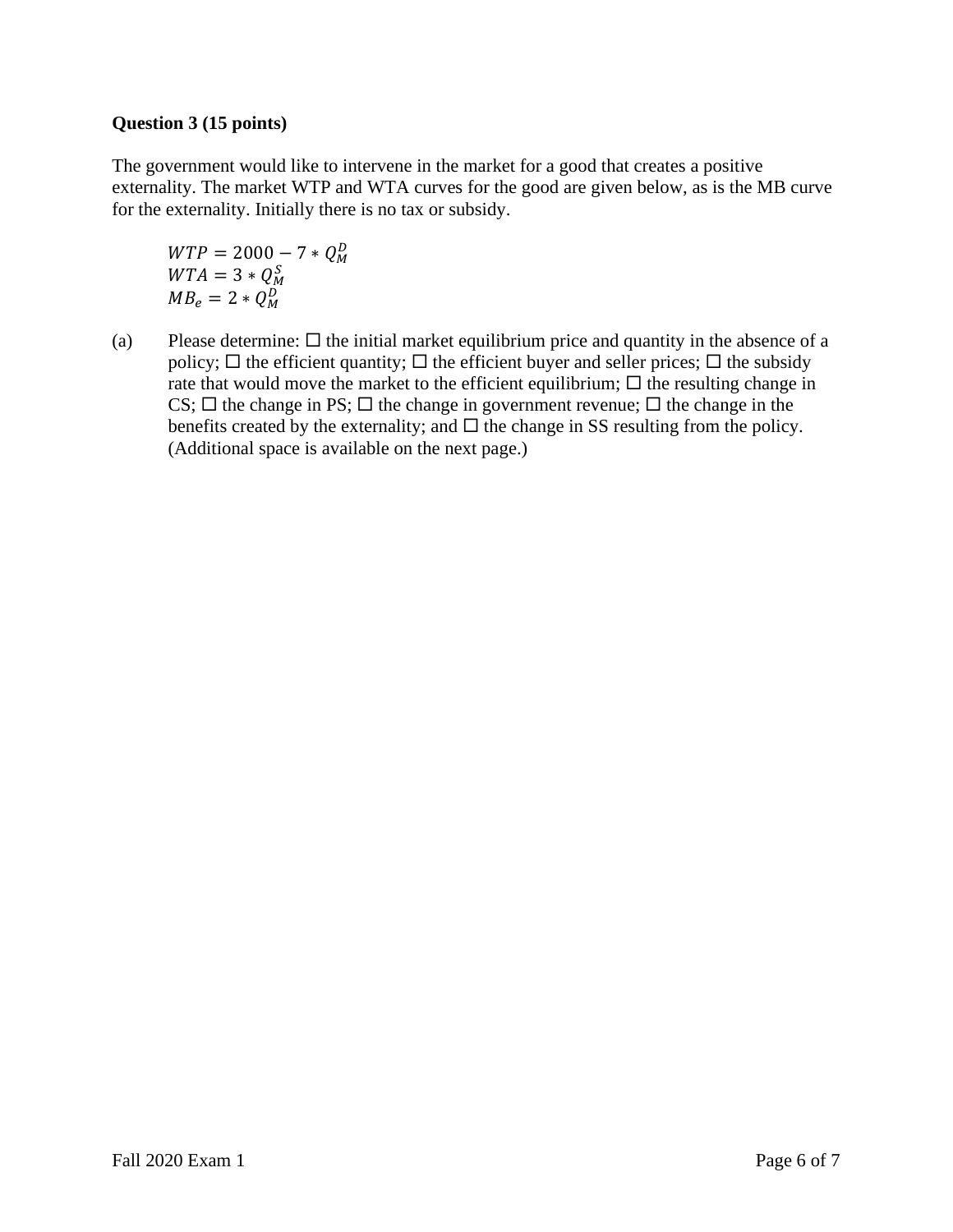**Question 3 (15 points)**

The government would like to intervene in the market for a good that creates a positive externality. The market WTP and WTA curves for the good are given below, as is the MB curve for the externality. Initially there is no tax or subsidy.

$$WTP = 2000 - 7 * Q_M^D$$
$$WTA = 3 * Q_M^S$$
$$MB_e = 2 * Q_M^D$$

(a) Please determine: ☐ the initial market equilibrium price and quantity in the absence of a policy; ☐ the efficient quantity; ☐ the efficient buyer and seller prices; ☐ the subsidy rate that would move the market to the efficient equilibrium; ☐ the resulting change in CS; ☐ the change in PS; ☐ the change in government revenue; ☐ the change in the benefits created by the externality; and ☐ the change in SS resulting from the policy. (Additional space is available on the next page.)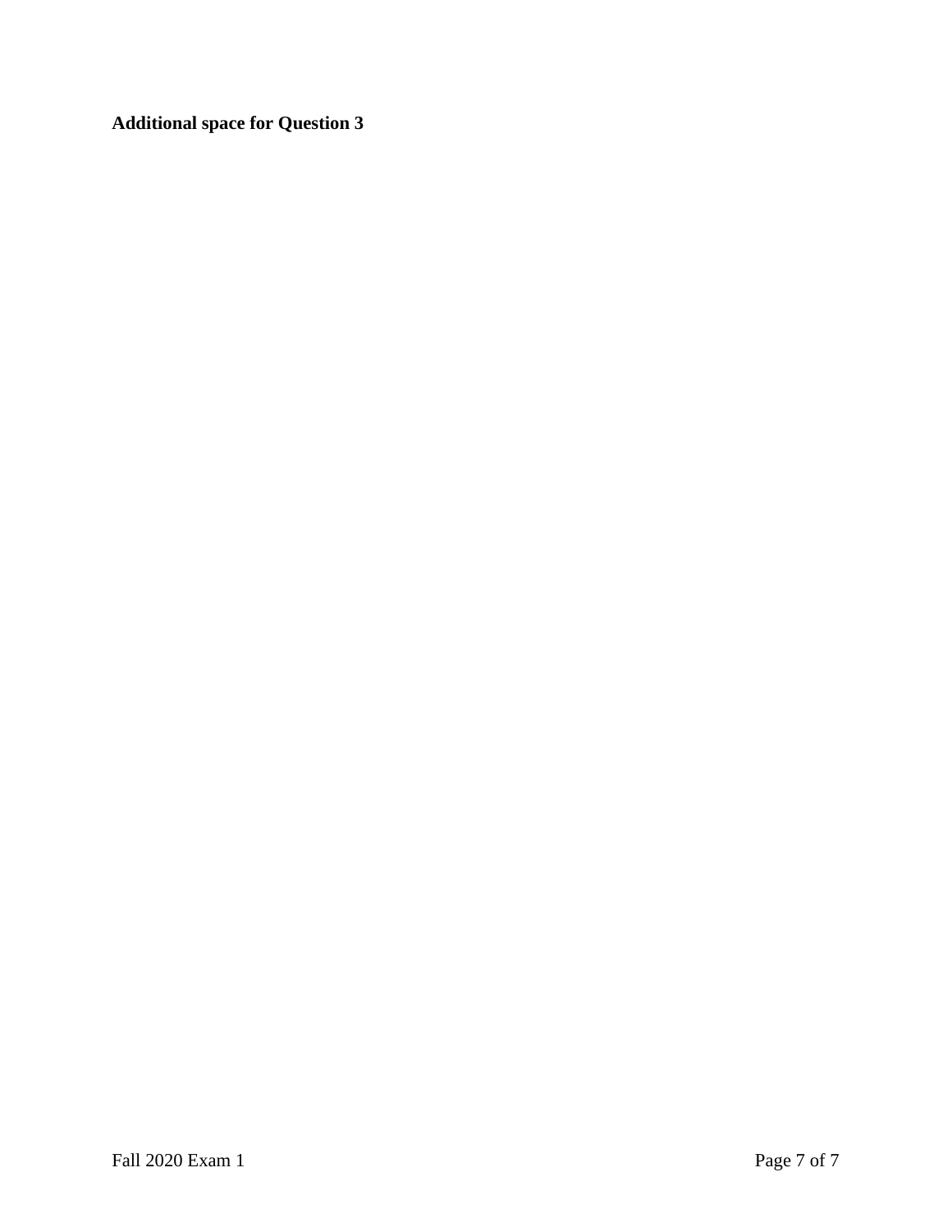**Additional space for Question 3**